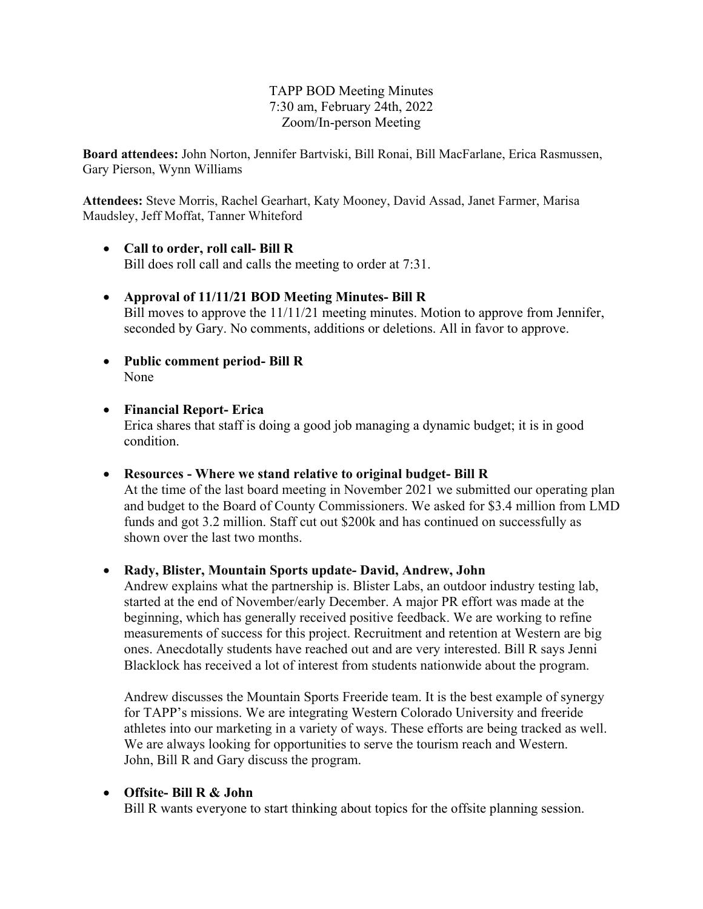# TAPP BOD Meeting Minutes
7:30 am, February 24th, 2022
Zoom/In-person Meeting

**Board attendees:** John Norton, Jennifer Bartviski, Bill Ronai, Bill MacFarlane, Erica Rasmussen, Gary Pierson, Wynn Williams

**Attendees:** Steve Morris, Rachel Gearhart, Katy Mooney, David Assad, Janet Farmer, Marisa Maudsley, Jeff Moffat, Tanner Whiteford

- **Call to order, roll call- Bill R**
  Bill does roll call and calls the meeting to order at 7:31.

- **Approval of 11/11/21 BOD Meeting Minutes- Bill R**
  Bill moves to approve the 11/11/21 meeting minutes. Motion to approve from Jennifer, seconded by Gary. No comments, additions or deletions. All in favor to approve.

- **Public comment period- Bill R**
  None

- **Financial Report- Erica**
  Erica shares that staff is doing a good job managing a dynamic budget; it is in good condition.

- **Resources - Where we stand relative to original budget- Bill R**
  At the time of the last board meeting in November 2021 we submitted our operating plan and budget to the Board of County Commissioners. We asked for $3.4 million from LMD funds and got 3.2 million. Staff cut out $200k and has continued on successfully as shown over the last two months.

- **Rady, Blister, Mountain Sports update- David, Andrew, John**
  Andrew explains what the partnership is. Blister Labs, an outdoor industry testing lab, started at the end of November/early December. A major PR effort was made at the beginning, which has generally received positive feedback. We are working to refine measurements of success for this project. Recruitment and retention at Western are big ones. Anecdotally students have reached out and are very interested. Bill R says Jenni Blacklock has received a lot of interest from students nationwide about the program.

  Andrew discusses the Mountain Sports Freeride team. It is the best example of synergy for TAPP's missions. We are integrating Western Colorado University and freeride athletes into our marketing in a variety of ways. These efforts are being tracked as well. We are always looking for opportunities to serve the tourism reach and Western. John, Bill R and Gary discuss the program.

- **Offsite- Bill R & John**
  Bill R wants everyone to start thinking about topics for the offsite planning session.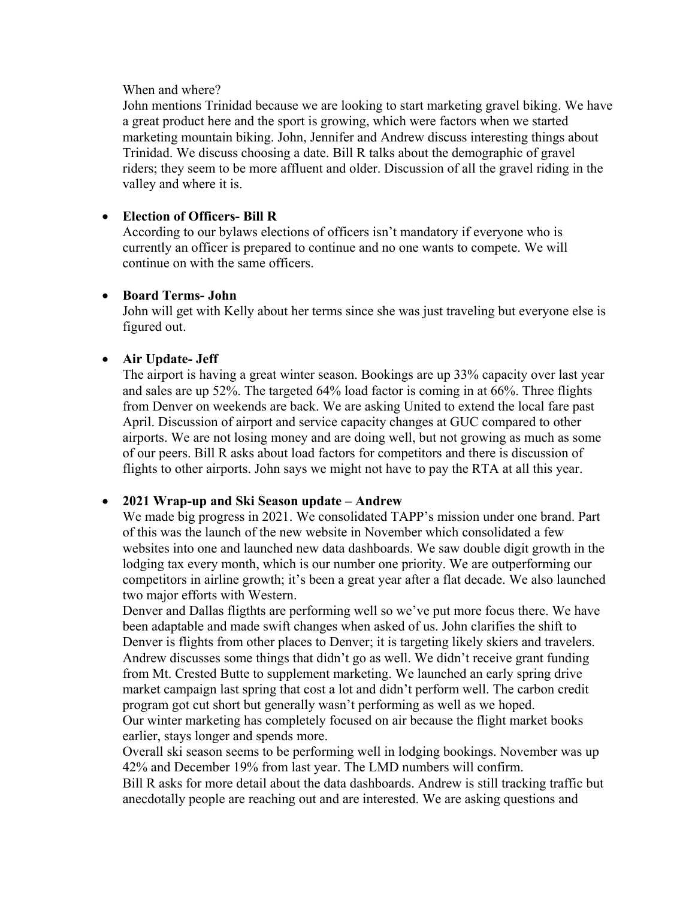When and where?

John mentions Trinidad because we are looking to start marketing gravel biking. We have a great product here and the sport is growing, which were factors when we started marketing mountain biking. John, Jennifer and Andrew discuss interesting things about Trinidad. We discuss choosing a date. Bill R talks about the demographic of gravel riders; they seem to be more affluent and older. Discussion of all the gravel riding in the valley and where it is.

- **Election of Officers- Bill R**

  According to our bylaws elections of officers isn't mandatory if everyone who is currently an officer is prepared to continue and no one wants to compete. We will continue on with the same officers.

- **Board Terms- John**

  John will get with Kelly about her terms since she was just traveling but everyone else is figured out.

- **Air Update- Jeff**

  The airport is having a great winter season. Bookings are up 33% capacity over last year and sales are up 52%. The targeted 64% load factor is coming in at 66%. Three flights from Denver on weekends are back. We are asking United to extend the local fare past April. Discussion of airport and service capacity changes at GUC compared to other airports. We are not losing money and are doing well, but not growing as much as some of our peers. Bill R asks about load factors for competitors and there is discussion of flights to other airports. John says we might not have to pay the RTA at all this year.

- **2021 Wrap-up and Ski Season update – Andrew**

  We made big progress in 2021. We consolidated TAPP's mission under one brand. Part of this was the launch of the new website in November which consolidated a few websites into one and launched new data dashboards. We saw double digit growth in the lodging tax every month, which is our number one priority. We are outperforming our competitors in airline growth; it's been a great year after a flat decade. We also launched two major efforts with Western.

  Denver and Dallas fligthts are performing well so we've put more focus there. We have been adaptable and made swift changes when asked of us. John clarifies the shift to Denver is flights from other places to Denver; it is targeting likely skiers and travelers. Andrew discusses some things that didn't go as well. We didn't receive grant funding from Mt. Crested Butte to supplement marketing. We launched an early spring drive market campaign last spring that cost a lot and didn't perform well. The carbon credit program got cut short but generally wasn't performing as well as we hoped.

  Our winter marketing has completely focused on air because the flight market books earlier, stays longer and spends more.

  Overall ski season seems to be performing well in lodging bookings. November was up 42% and December 19% from last year. The LMD numbers will confirm.

  Bill R asks for more detail about the data dashboards. Andrew is still tracking traffic but anecdotally people are reaching out and are interested. We are asking questions and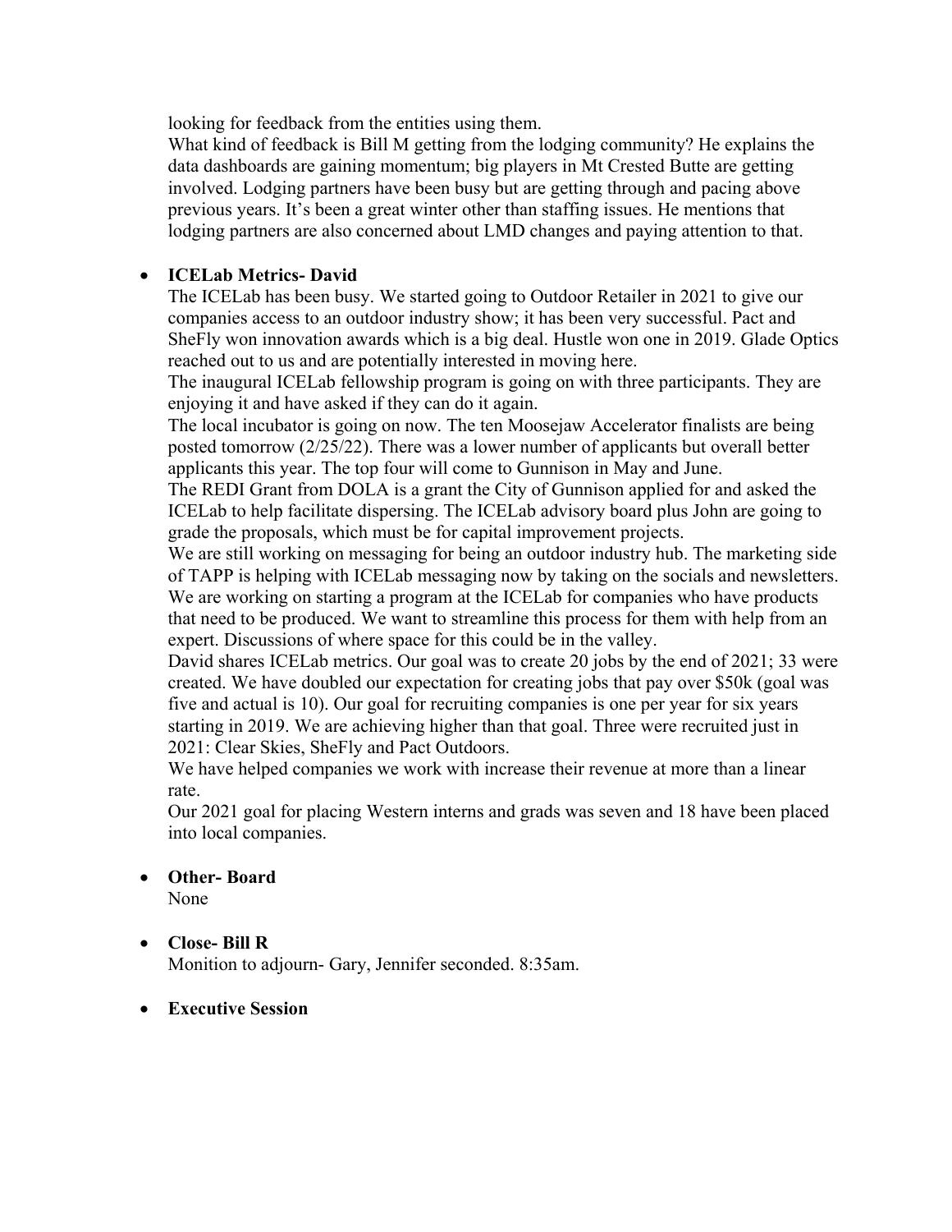looking for feedback from the entities using them.

What kind of feedback is Bill M getting from the lodging community? He explains the data dashboards are gaining momentum; big players in Mt Crested Butte are getting involved. Lodging partners have been busy but are getting through and pacing above previous years. It's been a great winter other than staffing issues. He mentions that lodging partners are also concerned about LMD changes and paying attention to that.

- **ICELab Metrics- David**

  The ICELab has been busy. We started going to Outdoor Retailer in 2021 to give our companies access to an outdoor industry show; it has been very successful. Pact and SheFly won innovation awards which is a big deal. Hustle won one in 2019. Glade Optics reached out to us and are potentially interested in moving here.

  The inaugural ICELab fellowship program is going on with three participants. They are enjoying it and have asked if they can do it again.

  The local incubator is going on now. The ten Moosejaw Accelerator finalists are being posted tomorrow (2/25/22). There was a lower number of applicants but overall better applicants this year. The top four will come to Gunnison in May and June.

  The REDI Grant from DOLA is a grant the City of Gunnison applied for and asked the ICELab to help facilitate dispersing. The ICELab advisory board plus John are going to grade the proposals, which must be for capital improvement projects.

  We are still working on messaging for being an outdoor industry hub. The marketing side of TAPP is helping with ICELab messaging now by taking on the socials and newsletters. We are working on starting a program at the ICELab for companies who have products that need to be produced. We want to streamline this process for them with help from an expert. Discussions of where space for this could be in the valley.

  David shares ICELab metrics. Our goal was to create 20 jobs by the end of 2021; 33 were created. We have doubled our expectation for creating jobs that pay over $50k (goal was five and actual is 10). Our goal for recruiting companies is one per year for six years starting in 2019. We are achieving higher than that goal. Three were recruited just in 2021: Clear Skies, SheFly and Pact Outdoors.

  We have helped companies we work with increase their revenue at more than a linear rate.

  Our 2021 goal for placing Western interns and grads was seven and 18 have been placed into local companies.

- **Other- Board**

  None

- **Close- Bill R**

  Monition to adjourn- Gary, Jennifer seconded. 8:35am.

- **Executive Session**